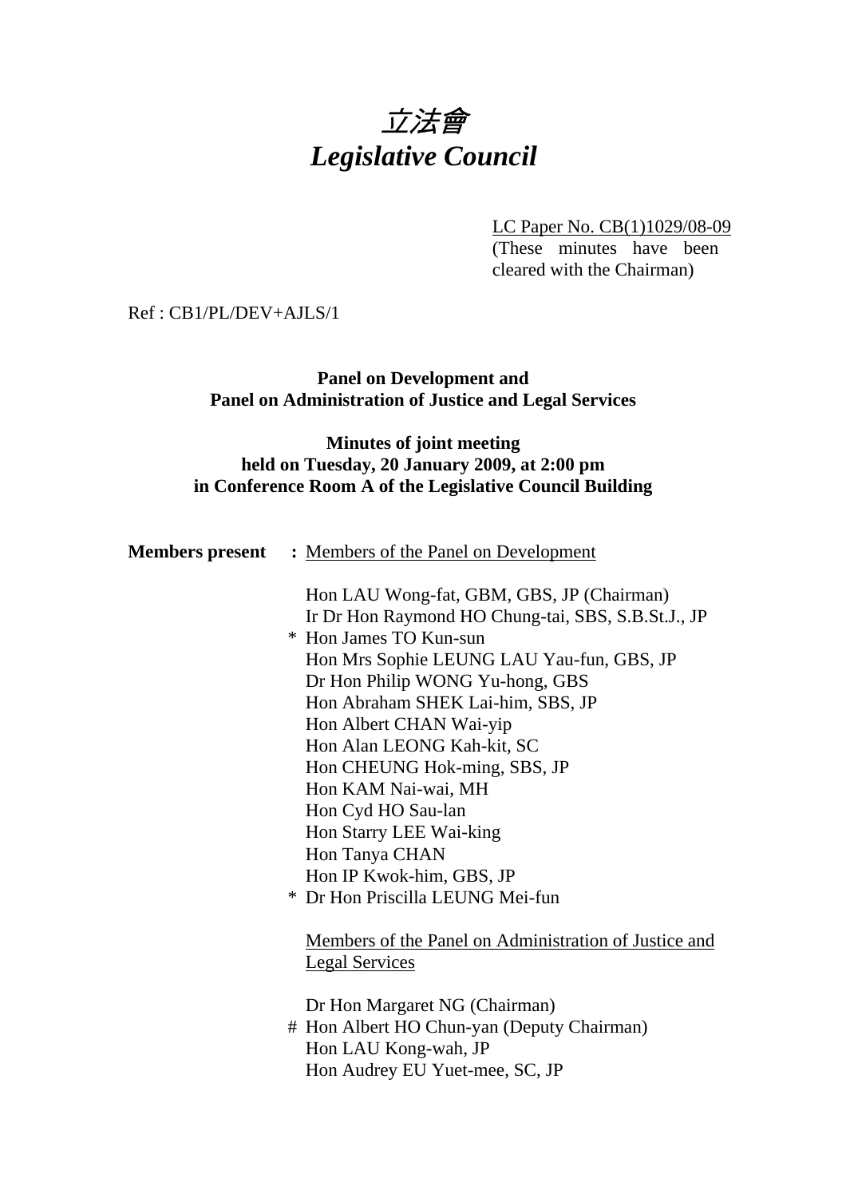# *立法會*
# *Legislative Council*

LC Paper No. CB(1)1029/08-09
(These minutes have been cleared with the Chairman)

Ref : CB1/PL/DEV+AJLS/1

**Panel on Development and**
**Panel on Administration of Justice and Legal Services**

**Minutes of joint meeting**
**held on Tuesday, 20 January 2009, at 2:00 pm**
**in Conference Room A of the Legislative Council Building**

**Members present :** Members of the Panel on Development

Hon LAU Wong-fat, GBM, GBS, JP (Chairman)
Ir Dr Hon Raymond HO Chung-tai, SBS, S.B.St.J., JP
\* Hon James TO Kun-sun
Hon Mrs Sophie LEUNG LAU Yau-fun, GBS, JP
Dr Hon Philip WONG Yu-hong, GBS
Hon Abraham SHEK Lai-him, SBS, JP
Hon Albert CHAN Wai-yip
Hon Alan LEONG Kah-kit, SC
Hon CHEUNG Hok-ming, SBS, JP
Hon KAM Nai-wai, MH
Hon Cyd HO Sau-lan
Hon Starry LEE Wai-king
Hon Tanya CHAN
Hon IP Kwok-him, GBS, JP
\* Dr Hon Priscilla LEUNG Mei-fun

Members of the Panel on Administration of Justice and Legal Services

Dr Hon Margaret NG (Chairman)
\# Hon Albert HO Chun-yan (Deputy Chairman)
Hon LAU Kong-wah, JP
Hon Audrey EU Yuet-mee, SC, JP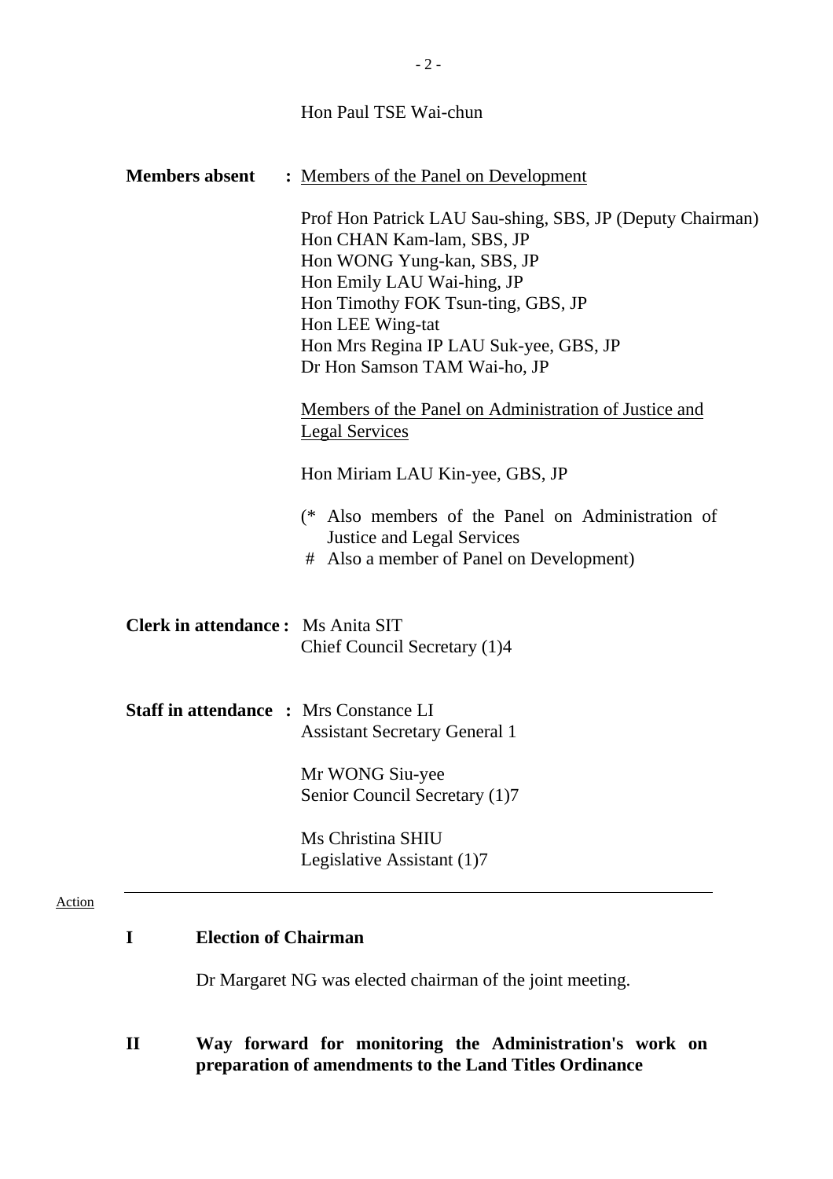Hon Paul TSE Wai-chun

**Members absent** : Members of the Panel on Development

Prof Hon Patrick LAU Sau-shing, SBS, JP (Deputy Chairman)
Hon CHAN Kam-lam, SBS, JP
Hon WONG Yung-kan, SBS, JP
Hon Emily LAU Wai-hing, JP
Hon Timothy FOK Tsun-ting, GBS, JP
Hon LEE Wing-tat
Hon Mrs Regina IP LAU Suk-yee, GBS, JP
Dr Hon Samson TAM Wai-ho, JP

Members of the Panel on Administration of Justice and Legal Services

Hon Miriam LAU Kin-yee, GBS, JP

(* Also members of the Panel on Administration of Justice and Legal Services
\# Also a member of Panel on Development)

**Clerk in attendance :** Ms Anita SIT
Chief Council Secretary (1)4

**Staff in attendance :** Mrs Constance LI
Assistant Secretary General 1

Mr WONG Siu-yee
Senior Council Secretary (1)7

Ms Christina SHIU
Legislative Assistant (1)7

---

Action

## I Election of Chairman

Dr Margaret NG was elected chairman of the joint meeting.

## II Way forward for monitoring the Administration's work on preparation of amendments to the Land Titles Ordinance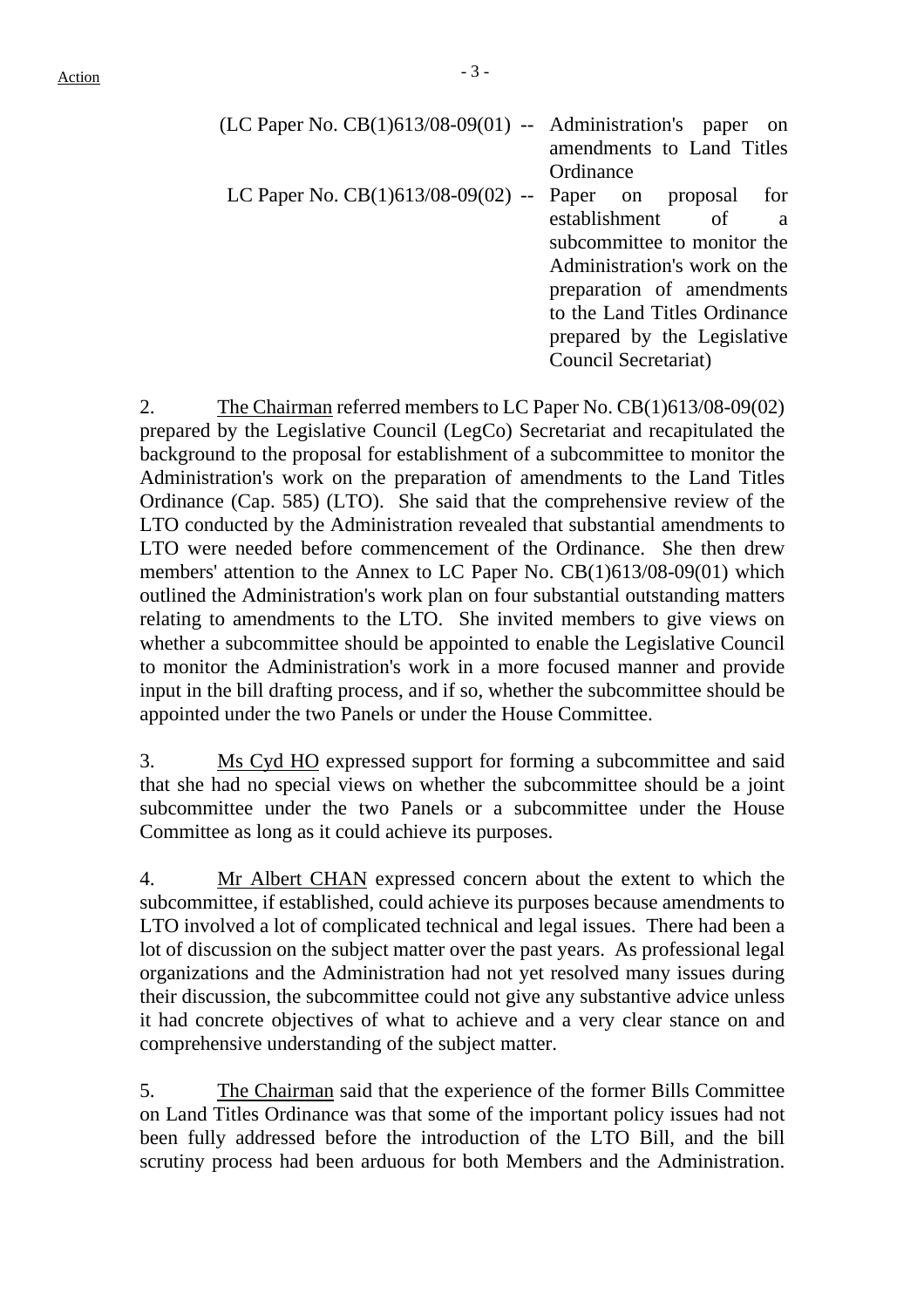(LC Paper No. CB(1)613/08-09(01) -- Administration's paper on amendments to Land Titles Ordinance

LC Paper No. CB(1)613/08-09(02) -- Paper on proposal for establishment of a subcommittee to monitor the Administration's work on the preparation of amendments to the Land Titles Ordinance prepared by the Legislative Council Secretariat)

2. The Chairman referred members to LC Paper No. CB(1)613/08-09(02) prepared by the Legislative Council (LegCo) Secretariat and recapitulated the background to the proposal for establishment of a subcommittee to monitor the Administration's work on the preparation of amendments to the Land Titles Ordinance (Cap. 585) (LTO). She said that the comprehensive review of the LTO conducted by the Administration revealed that substantial amendments to LTO were needed before commencement of the Ordinance. She then drew members' attention to the Annex to LC Paper No. CB(1)613/08-09(01) which outlined the Administration's work plan on four substantial outstanding matters relating to amendments to the LTO. She invited members to give views on whether a subcommittee should be appointed to enable the Legislative Council to monitor the Administration's work in a more focused manner and provide input in the bill drafting process, and if so, whether the subcommittee should be appointed under the two Panels or under the House Committee.

3. Ms Cyd HO expressed support for forming a subcommittee and said that she had no special views on whether the subcommittee should be a joint subcommittee under the two Panels or a subcommittee under the House Committee as long as it could achieve its purposes.

4. Mr Albert CHAN expressed concern about the extent to which the subcommittee, if established, could achieve its purposes because amendments to LTO involved a lot of complicated technical and legal issues. There had been a lot of discussion on the subject matter over the past years. As professional legal organizations and the Administration had not yet resolved many issues during their discussion, the subcommittee could not give any substantive advice unless it had concrete objectives of what to achieve and a very clear stance on and comprehensive understanding of the subject matter.

5. The Chairman said that the experience of the former Bills Committee on Land Titles Ordinance was that some of the important policy issues had not been fully addressed before the introduction of the LTO Bill, and the bill scrutiny process had been arduous for both Members and the Administration.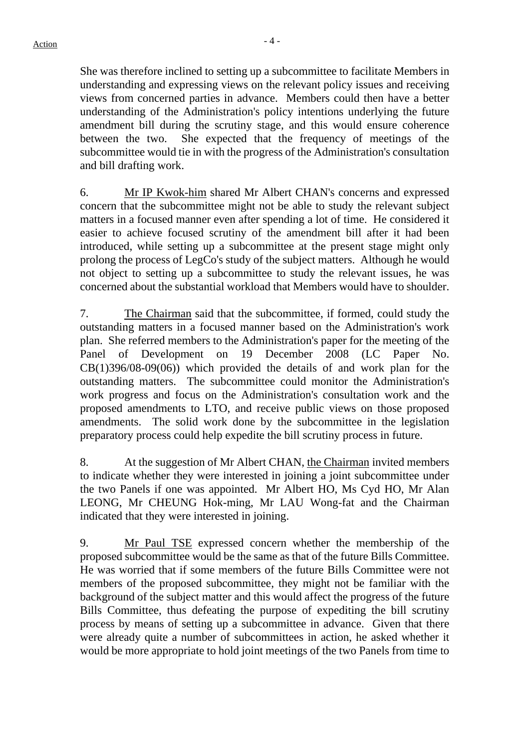She was therefore inclined to setting up a subcommittee to facilitate Members in understanding and expressing views on the relevant policy issues and receiving views from concerned parties in advance. Members could then have a better understanding of the Administration's policy intentions underlying the future amendment bill during the scrutiny stage, and this would ensure coherence between the two. She expected that the frequency of meetings of the subcommittee would tie in with the progress of the Administration's consultation and bill drafting work.

6. Mr IP Kwok-him shared Mr Albert CHAN's concerns and expressed concern that the subcommittee might not be able to study the relevant subject matters in a focused manner even after spending a lot of time. He considered it easier to achieve focused scrutiny of the amendment bill after it had been introduced, while setting up a subcommittee at the present stage might only prolong the process of LegCo's study of the subject matters. Although he would not object to setting up a subcommittee to study the relevant issues, he was concerned about the substantial workload that Members would have to shoulder.

7. The Chairman said that the subcommittee, if formed, could study the outstanding matters in a focused manner based on the Administration's work plan. She referred members to the Administration's paper for the meeting of the Panel of Development on 19 December 2008 (LC Paper No. CB(1)396/08-09(06)) which provided the details of and work plan for the outstanding matters. The subcommittee could monitor the Administration's work progress and focus on the Administration's consultation work and the proposed amendments to LTO, and receive public views on those proposed amendments. The solid work done by the subcommittee in the legislation preparatory process could help expedite the bill scrutiny process in future.

8. At the suggestion of Mr Albert CHAN, the Chairman invited members to indicate whether they were interested in joining a joint subcommittee under the two Panels if one was appointed. Mr Albert HO, Ms Cyd HO, Mr Alan LEONG, Mr CHEUNG Hok-ming, Mr LAU Wong-fat and the Chairman indicated that they were interested in joining.

9. Mr Paul TSE expressed concern whether the membership of the proposed subcommittee would be the same as that of the future Bills Committee. He was worried that if some members of the future Bills Committee were not members of the proposed subcommittee, they might not be familiar with the background of the subject matter and this would affect the progress of the future Bills Committee, thus defeating the purpose of expediting the bill scrutiny process by means of setting up a subcommittee in advance. Given that there were already quite a number of subcommittees in action, he asked whether it would be more appropriate to hold joint meetings of the two Panels from time to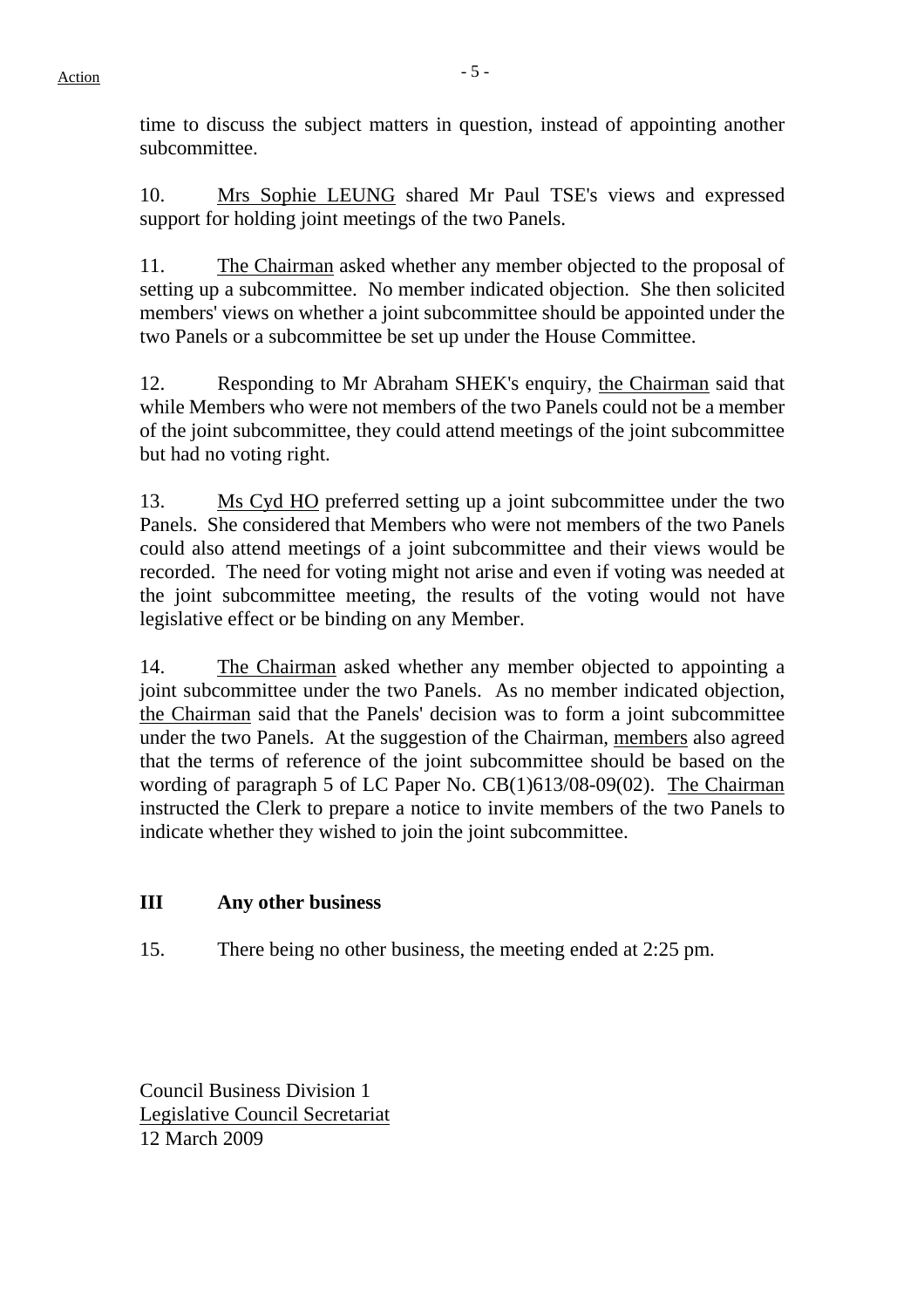time to discuss the subject matters in question, instead of appointing another subcommittee.

10. Mrs Sophie LEUNG shared Mr Paul TSE's views and expressed support for holding joint meetings of the two Panels.

11. The Chairman asked whether any member objected to the proposal of setting up a subcommittee. No member indicated objection. She then solicited members' views on whether a joint subcommittee should be appointed under the two Panels or a subcommittee be set up under the House Committee.

12. Responding to Mr Abraham SHEK's enquiry, the Chairman said that while Members who were not members of the two Panels could not be a member of the joint subcommittee, they could attend meetings of the joint subcommittee but had no voting right.

13. Ms Cyd HO preferred setting up a joint subcommittee under the two Panels. She considered that Members who were not members of the two Panels could also attend meetings of a joint subcommittee and their views would be recorded. The need for voting might not arise and even if voting was needed at the joint subcommittee meeting, the results of the voting would not have legislative effect or be binding on any Member.

14. The Chairman asked whether any member objected to appointing a joint subcommittee under the two Panels. As no member indicated objection, the Chairman said that the Panels' decision was to form a joint subcommittee under the two Panels. At the suggestion of the Chairman, members also agreed that the terms of reference of the joint subcommittee should be based on the wording of paragraph 5 of LC Paper No. CB(1)613/08-09(02). The Chairman instructed the Clerk to prepare a notice to invite members of the two Panels to indicate whether they wished to join the joint subcommittee.

## III Any other business

15. There being no other business, the meeting ended at 2:25 pm.

Council Business Division 1
Legislative Council Secretariat
12 March 2009